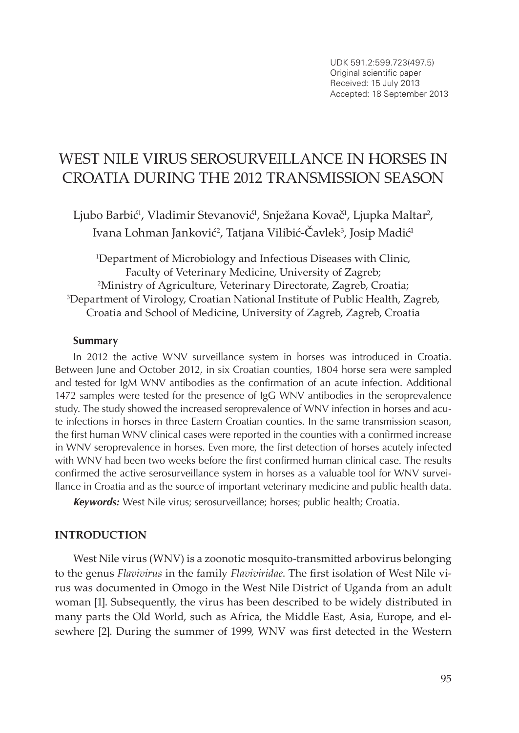UDK 591.2:599.723(497.5)
Original scientific paper
Received: 15 July 2013
Accepted: 18 September 2013

# WEST NILE VIRUS SEROSURVEILLANCE IN HORSES IN CROATIA DURING THE 2012 TRANSMISSION SEASON

Ljubo Barbić[1], Vladimir Stevanović[1], Snježana Kovač[1], Ljupka Maltar[2], Ivana Lohman Janković[2], Tatjana Vilibić-Čavlek[3], Josip Madić[1]

[1]Department of Microbiology and Infectious Diseases with Clinic, Faculty of Veterinary Medicine, University of Zagreb;
[2]Ministry of Agriculture, Veterinary Directorate, Zagreb, Croatia;
[3]Department of Virology, Croatian National Institute of Public Health, Zagreb, Croatia and School of Medicine, University of Zagreb, Zagreb, Croatia

### Summary

In 2012 the active WNV surveillance system in horses was introduced in Croatia. Between June and October 2012, in six Croatian counties, 1804 horse sera were sampled and tested for IgM WNV antibodies as the confirmation of an acute infection. Additional 1472 samples were tested for the presence of IgG WNV antibodies in the seroprevalence study. The study showed the increased seroprevalence of WNV infection in horses and acute infections in horses in three Eastern Croatian counties. In the same transmission season, the first human WNV clinical cases were reported in the counties with a confirmed increase in WNV seroprevalence in horses. Even more, the first detection of horses acutely infected with WNV had been two weeks before the first confirmed human clinical case. The results confirmed the active serosurveillance system in horses as a valuable tool for WNV surveillance in Croatia and as the source of important veterinary medicine and public health data.

***Keywords:*** West Nile virus; serosurveillance; horses; public health; Croatia.

## INTRODUCTION

West Nile virus (WNV) is a zoonotic mosquito-transmitted arbovirus belonging to the genus *Flavivirus* in the family *Flaviviridae*. The first isolation of West Nile virus was documented in Omogo in the West Nile District of Uganda from an adult woman [1]. Subsequently, the virus has been described to be widely distributed in many parts the Old World, such as Africa, the Middle East, Asia, Europe, and elsewhere [2]. During the summer of 1999, WNV was first detected in the Western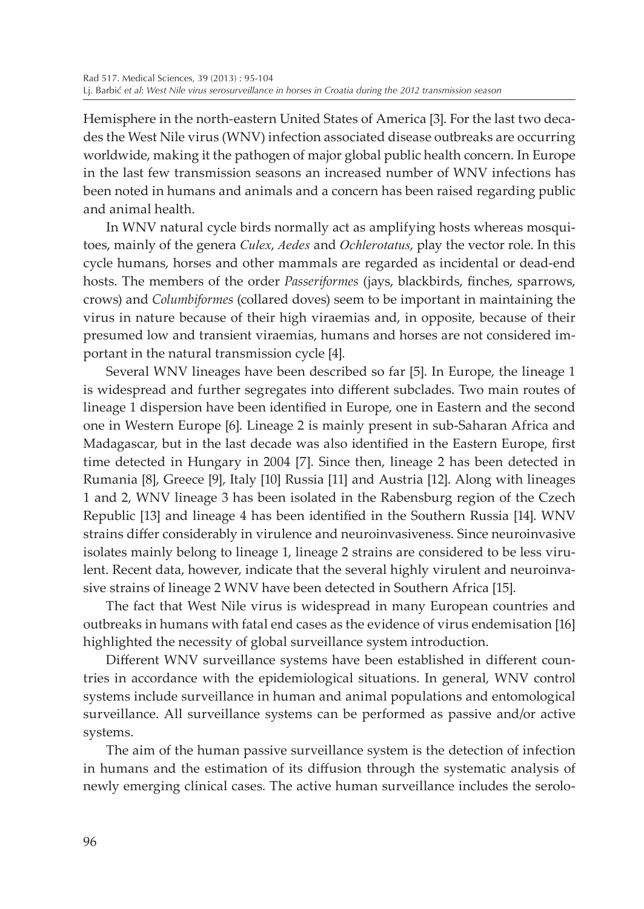Hemisphere in the north-eastern United States of America [3]. For the last two decades the West Nile virus (WNV) infection associated disease outbreaks are occurring worldwide, making it the pathogen of major global public health concern. In Europe in the last few transmission seasons an increased number of WNV infections has been noted in humans and animals and a concern has been raised regarding public and animal health.

In WNV natural cycle birds normally act as amplifying hosts whereas mosquitoes, mainly of the genera *Culex*, *Aedes* and *Ochlerotatus*, play the vector role. In this cycle humans, horses and other mammals are regarded as incidental or dead-end hosts. The members of the order *Passeriformes* (jays, blackbirds, finches, sparrows, crows) and *Columbiformes* (collared doves) seem to be important in maintaining the virus in nature because of their high viraemias and, in opposite, because of their presumed low and transient viraemias, humans and horses are not considered important in the natural transmission cycle [4].

Several WNV lineages have been described so far [5]. In Europe, the lineage 1 is widespread and further segregates into different subclades. Two main routes of lineage 1 dispersion have been identified in Europe, one in Eastern and the second one in Western Europe [6]. Lineage 2 is mainly present in sub-Saharan Africa and Madagascar, but in the last decade was also identified in the Eastern Europe, first time detected in Hungary in 2004 [7]. Since then, lineage 2 has been detected in Rumania [8], Greece [9], Italy [10] Russia [11] and Austria [12]. Along with lineages 1 and 2, WNV lineage 3 has been isolated in the Rabensburg region of the Czech Republic [13] and lineage 4 has been identified in the Southern Russia [14]. WNV strains differ considerably in virulence and neuroinvasiveness. Since neuroinvasive isolates mainly belong to lineage 1, lineage 2 strains are considered to be less virulent. Recent data, however, indicate that the several highly virulent and neuroinvasive strains of lineage 2 WNV have been detected in Southern Africa [15].

The fact that West Nile virus is widespread in many European countries and outbreaks in humans with fatal end cases as the evidence of virus endemisation [16] highlighted the necessity of global surveillance system introduction.

Different WNV surveillance systems have been established in different countries in accordance with the epidemiological situations. In general, WNV control systems include surveillance in human and animal populations and entomological surveillance. All surveillance systems can be performed as passive and/or active systems.

The aim of the human passive surveillance system is the detection of infection in humans and the estimation of its diffusion through the systematic analysis of newly emerging clinical cases. The active human surveillance includes the serolo-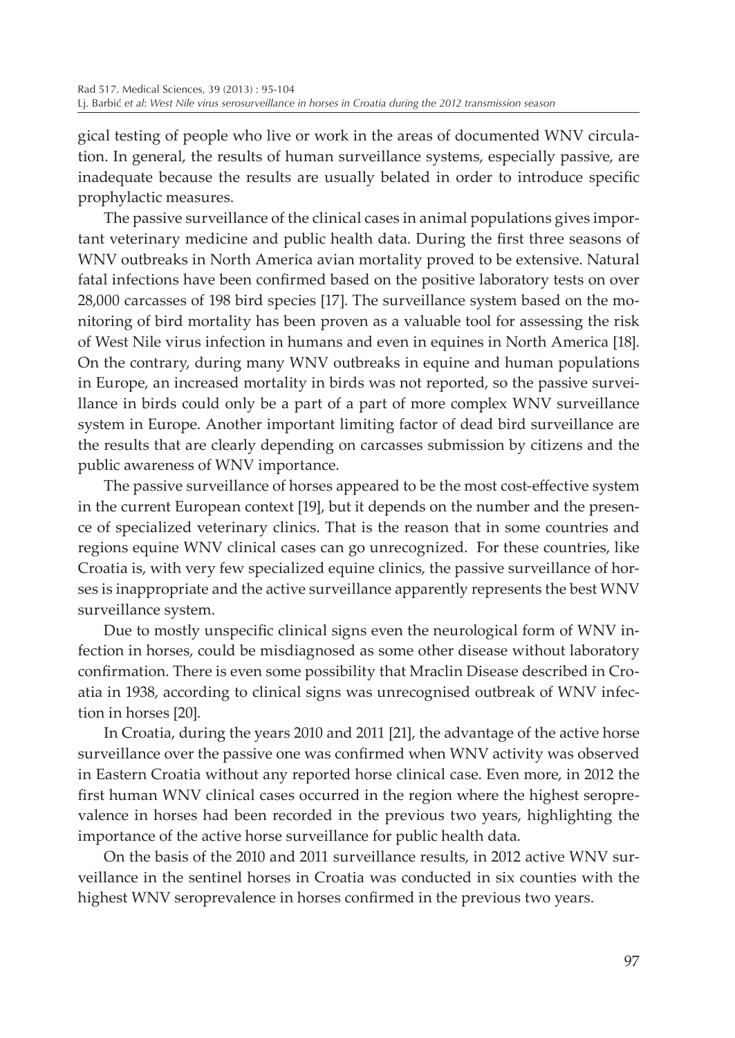gical testing of people who live or work in the areas of documented WNV circulation. In general, the results of human surveillance systems, especially passive, are inadequate because the results are usually belated in order to introduce specific prophylactic measures.

The passive surveillance of the clinical cases in animal populations gives important veterinary medicine and public health data. During the first three seasons of WNV outbreaks in North America avian mortality proved to be extensive. Natural fatal infections have been confirmed based on the positive laboratory tests on over 28,000 carcasses of 198 bird species [17]. The surveillance system based on the monitoring of bird mortality has been proven as a valuable tool for assessing the risk of West Nile virus infection in humans and even in equines in North America [18]. On the contrary, during many WNV outbreaks in equine and human populations in Europe, an increased mortality in birds was not reported, so the passive surveillance in birds could only be a part of a part of more complex WNV surveillance system in Europe. Another important limiting factor of dead bird surveillance are the results that are clearly depending on carcasses submission by citizens and the public awareness of WNV importance.

The passive surveillance of horses appeared to be the most cost-effective system in the current European context [19], but it depends on the number and the presence of specialized veterinary clinics. That is the reason that in some countries and regions equine WNV clinical cases can go unrecognized. For these countries, like Croatia is, with very few specialized equine clinics, the passive surveillance of horses is inappropriate and the active surveillance apparently represents the best WNV surveillance system.

Due to mostly unspecific clinical signs even the neurological form of WNV infection in horses, could be misdiagnosed as some other disease without laboratory confirmation. There is even some possibility that Mraclin Disease described in Croatia in 1938, according to clinical signs was unrecognised outbreak of WNV infection in horses [20].

In Croatia, during the years 2010 and 2011 [21], the advantage of the active horse surveillance over the passive one was confirmed when WNV activity was observed in Eastern Croatia without any reported horse clinical case. Even more, in 2012 the first human WNV clinical cases occurred in the region where the highest seroprevalence in horses had been recorded in the previous two years, highlighting the importance of the active horse surveillance for public health data.

On the basis of the 2010 and 2011 surveillance results, in 2012 active WNV surveillance in the sentinel horses in Croatia was conducted in six counties with the highest WNV seroprevalence in horses confirmed in the previous two years.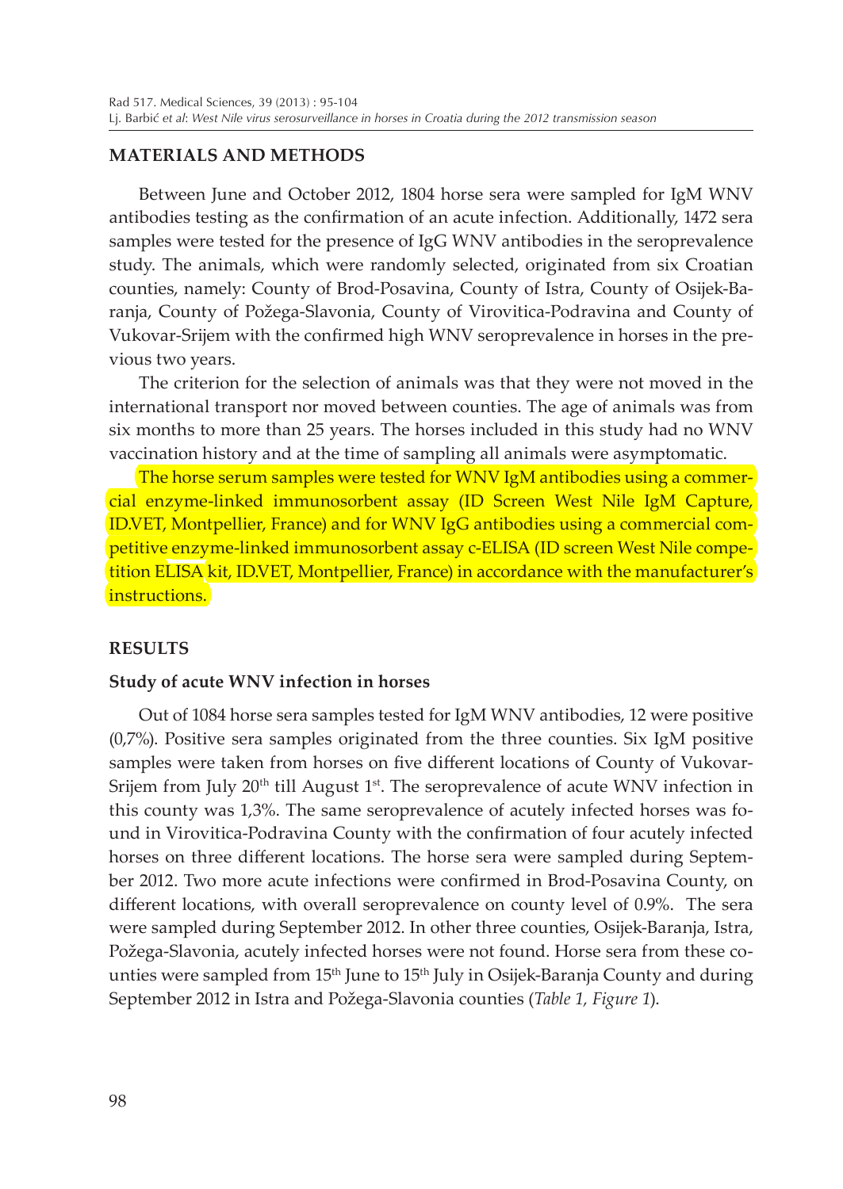## MATERIALS AND METHODS

Between June and October 2012, 1804 horse sera were sampled for IgM WNV antibodies testing as the confirmation of an acute infection. Additionally, 1472 sera samples were tested for the presence of IgG WNV antibodies in the seroprevalence study. The animals, which were randomly selected, originated from six Croatian counties, namely: County of Brod-Posavina, County of Istra, County of Osijek-Baranja, County of Požega-Slavonia, County of Virovitica-Podravina and County of Vukovar-Srijem with the confirmed high WNV seroprevalence in horses in the previous two years.

The criterion for the selection of animals was that they were not moved in the international transport nor moved between counties. The age of animals was from six months to more than 25 years. The horses included in this study had no WNV vaccination history and at the time of sampling all animals were asymptomatic.

The horse serum samples were tested for WNV IgM antibodies using a commercial enzyme-linked immunosorbent assay (ID Screen West Nile IgM Capture, ID.VET, Montpellier, France) and for WNV IgG antibodies using a commercial competitive enzyme-linked immunosorbent assay c-ELISA (ID screen West Nile competition ELISA kit, ID.VET, Montpellier, France) in accordance with the manufacturer's instructions.

## RESULTS

### Study of acute WNV infection in horses

Out of 1084 horse sera samples tested for IgM WNV antibodies, 12 were positive (0,7%). Positive sera samples originated from the three counties. Six IgM positive samples were taken from horses on five different locations of County of Vukovar-Srijem from July 20th till August 1st. The seroprevalence of acute WNV infection in this county was 1,3%. The same seroprevalence of acutely infected horses was found in Virovitica-Podravina County with the confirmation of four acutely infected horses on three different locations. The horse sera were sampled during September 2012. Two more acute infections were confirmed in Brod-Posavina County, on different locations, with overall seroprevalence on county level of 0.9%. The sera were sampled during September 2012. In other three counties, Osijek-Baranja, Istra, Požega-Slavonia, acutely infected horses were not found. Horse sera from these counties were sampled from 15th June to 15th July in Osijek-Baranja County and during September 2012 in Istra and Požega-Slavonia counties (*Table 1, Figure 1*).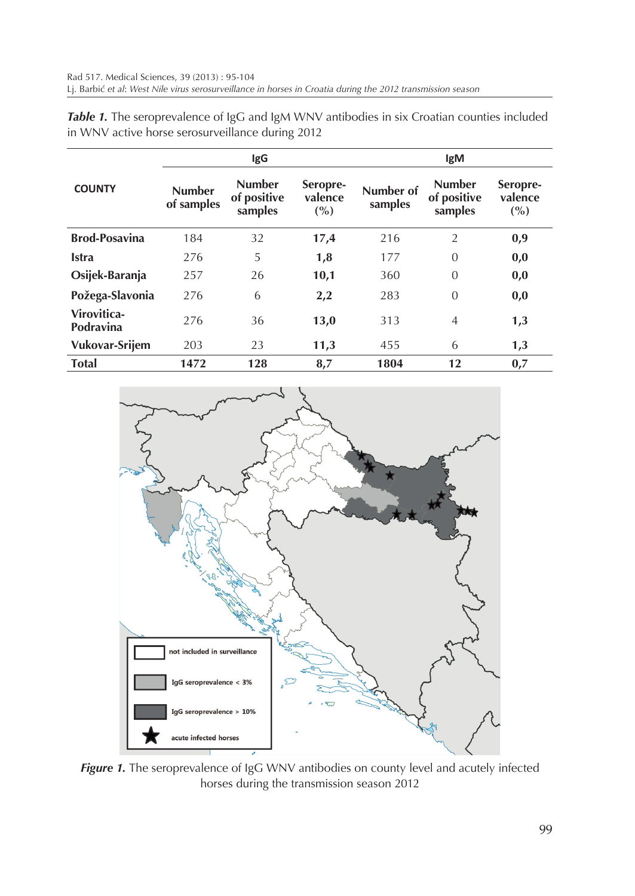***Table 1.*** The seroprevalence of IgG and IgM WNV antibodies in six Croatian counties included in WNV active horse serosurveillance during 2012

| COUNTY | IgG | | | IgM | | |
|---|---|---|---|---|---|---|
| | Number of samples | Number of positive samples | Seropre-valence (%) | Number of samples | Number of positive samples | Seropre-valence (%) |
| **Brod-Posavina** | 184 | 32 | **17,4** | 216 | 2 | **0,9** |
| **Istra** | 276 | 5 | **1,8** | 177 | 0 | **0,0** |
| **Osijek-Baranja** | 257 | 26 | **10,1** | 360 | 0 | **0,0** |
| **Požega-Slavonia** | 276 | 6 | **2,2** | 283 | 0 | **0,0** |
| **Virovitica-Podravina** | 276 | 36 | **13,0** | 313 | 4 | **1,3** |
| **Vukovar-Srijem** | 203 | 23 | **11,3** | 455 | 6 | **1,3** |
| **Total** | **1472** | **128** | **8,7** | **1804** | **12** | **0,7** |

***Figure 1.*** The seroprevalence of IgG WNV antibodies on county level and acutely infected horses during the transmission season 2012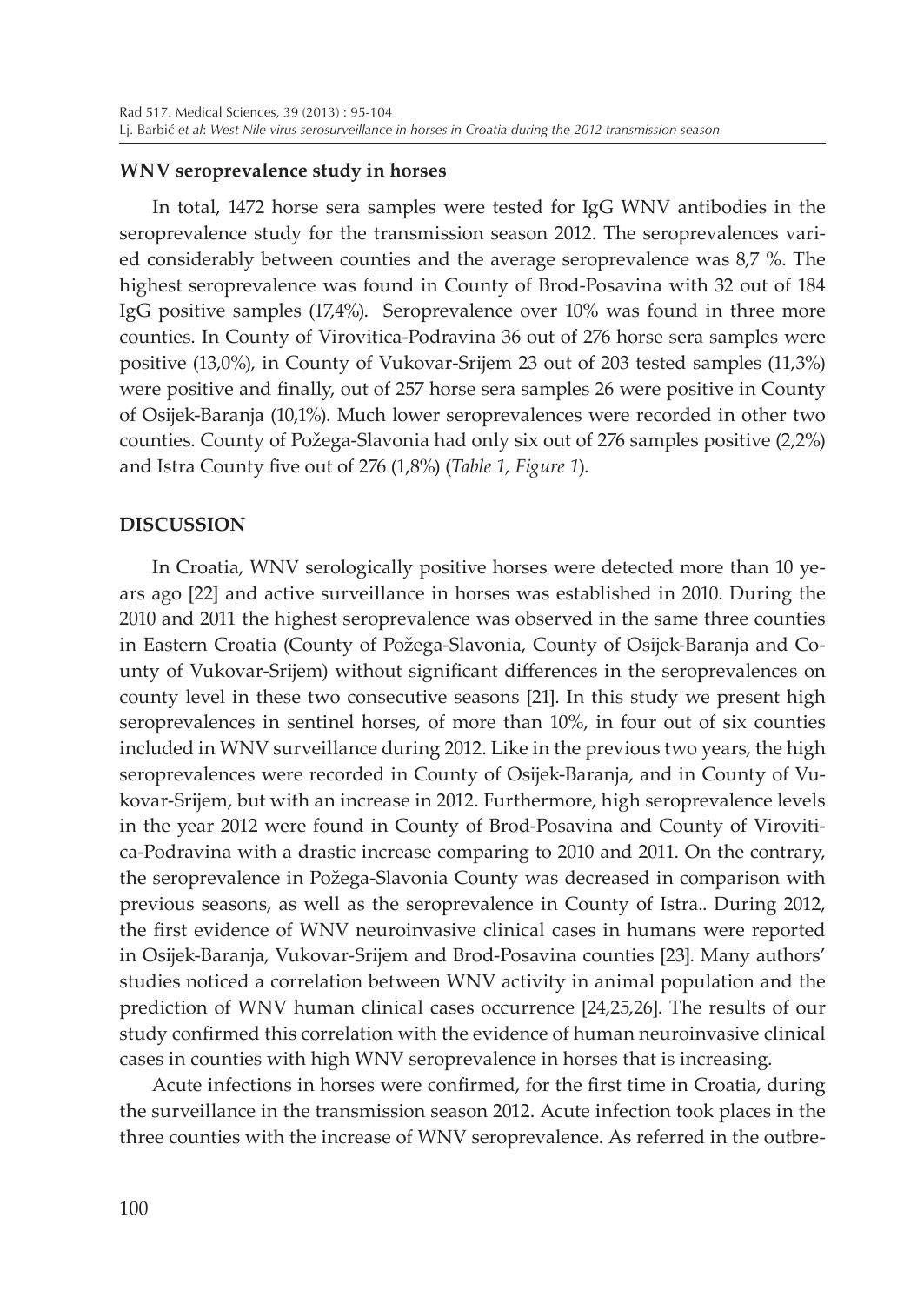### WNV seroprevalence study in horses

In total, 1472 horse sera samples were tested for IgG WNV antibodies in the seroprevalence study for the transmission season 2012. The seroprevalences varied considerably between counties and the average seroprevalence was 8,7 %. The highest seroprevalence was found in County of Brod-Posavina with 32 out of 184 IgG positive samples (17,4%). Seroprevalence over 10% was found in three more counties. In County of Virovitica-Podravina 36 out of 276 horse sera samples were positive (13,0%), in County of Vukovar-Srijem 23 out of 203 tested samples (11,3%) were positive and finally, out of 257 horse sera samples 26 were positive in County of Osijek-Baranja (10,1%). Much lower seroprevalences were recorded in other two counties. County of Požega-Slavonia had only six out of 276 samples positive (2,2%) and Istra County five out of 276 (1,8%) (*Table 1, Figure 1*).

## DISCUSSION

In Croatia, WNV serologically positive horses were detected more than 10 years ago [22] and active surveillance in horses was established in 2010. During the 2010 and 2011 the highest seroprevalence was observed in the same three counties in Eastern Croatia (County of Požega-Slavonia, County of Osijek-Baranja and County of Vukovar-Srijem) without significant differences in the seroprevalences on county level in these two consecutive seasons [21]. In this study we present high seroprevalences in sentinel horses, of more than 10%, in four out of six counties included in WNV surveillance during 2012. Like in the previous two years, the high seroprevalences were recorded in County of Osijek-Baranja, and in County of Vukovar-Srijem, but with an increase in 2012. Furthermore, high seroprevalence levels in the year 2012 were found in County of Brod-Posavina and County of Virovitica-Podravina with a drastic increase comparing to 2010 and 2011. On the contrary, the seroprevalence in Požega-Slavonia County was decreased in comparison with previous seasons, as well as the seroprevalence in County of Istra.. During 2012, the first evidence of WNV neuroinvasive clinical cases in humans were reported in Osijek-Baranja, Vukovar-Srijem and Brod-Posavina counties [23]. Many authors' studies noticed a correlation between WNV activity in animal population and the prediction of WNV human clinical cases occurrence [24,25,26]. The results of our study confirmed this correlation with the evidence of human neuroinvasive clinical cases in counties with high WNV seroprevalence in horses that is increasing.

Acute infections in horses were confirmed, for the first time in Croatia, during the surveillance in the transmission season 2012. Acute infection took places in the three counties with the increase of WNV seroprevalence. As referred in the outbre-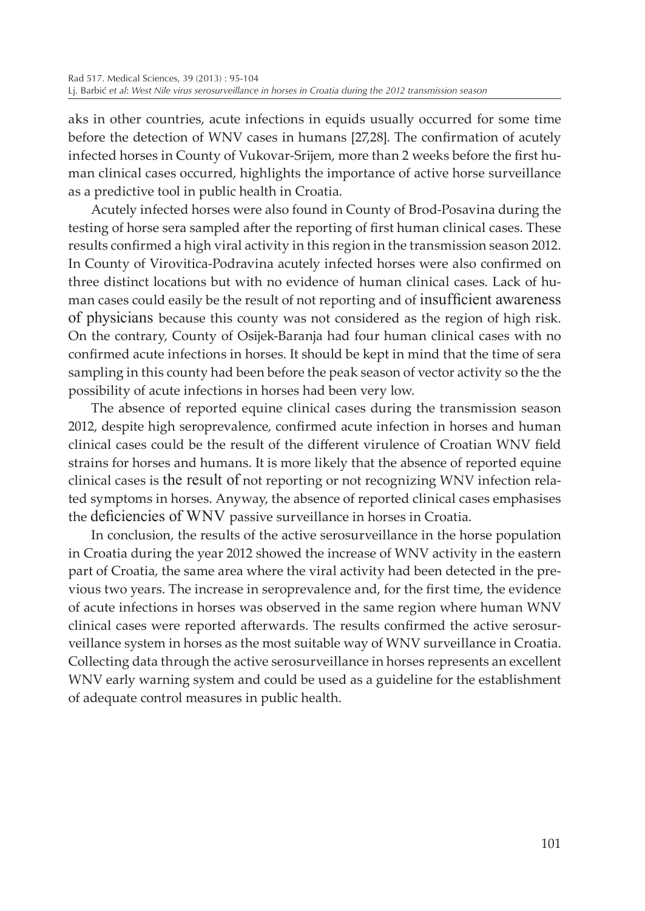aks in other countries, acute infections in equids usually occurred for some time before the detection of WNV cases in humans [27,28]. The confirmation of acutely infected horses in County of Vukovar-Srijem, more than 2 weeks before the first human clinical cases occurred, highlights the importance of active horse surveillance as a predictive tool in public health in Croatia.

Acutely infected horses were also found in County of Brod-Posavina during the testing of horse sera sampled after the reporting of first human clinical cases. These results confirmed a high viral activity in this region in the transmission season 2012. In County of Virovitica-Podravina acutely infected horses were also confirmed on three distinct locations but with no evidence of human clinical cases. Lack of human cases could easily be the result of not reporting and of insufficient awareness of physicians because this county was not considered as the region of high risk. On the contrary, County of Osijek-Baranja had four human clinical cases with no confirmed acute infections in horses. It should be kept in mind that the time of sera sampling in this county had been before the peak season of vector activity so the the possibility of acute infections in horses had been very low.

The absence of reported equine clinical cases during the transmission season 2012, despite high seroprevalence, confirmed acute infection in horses and human clinical cases could be the result of the different virulence of Croatian WNV field strains for horses and humans. It is more likely that the absence of reported equine clinical cases is the result of not reporting or not recognizing WNV infection related symptoms in horses. Anyway, the absence of reported clinical cases emphasises the deficiencies of WNV passive surveillance in horses in Croatia.

In conclusion, the results of the active serosurveillance in the horse population in Croatia during the year 2012 showed the increase of WNV activity in the eastern part of Croatia, the same area where the viral activity had been detected in the previous two years. The increase in seroprevalence and, for the first time, the evidence of acute infections in horses was observed in the same region where human WNV clinical cases were reported afterwards. The results confirmed the active serosurveillance system in horses as the most suitable way of WNV surveillance in Croatia. Collecting data through the active serosurveillance in horses represents an excellent WNV early warning system and could be used as a guideline for the establishment of adequate control measures in public health.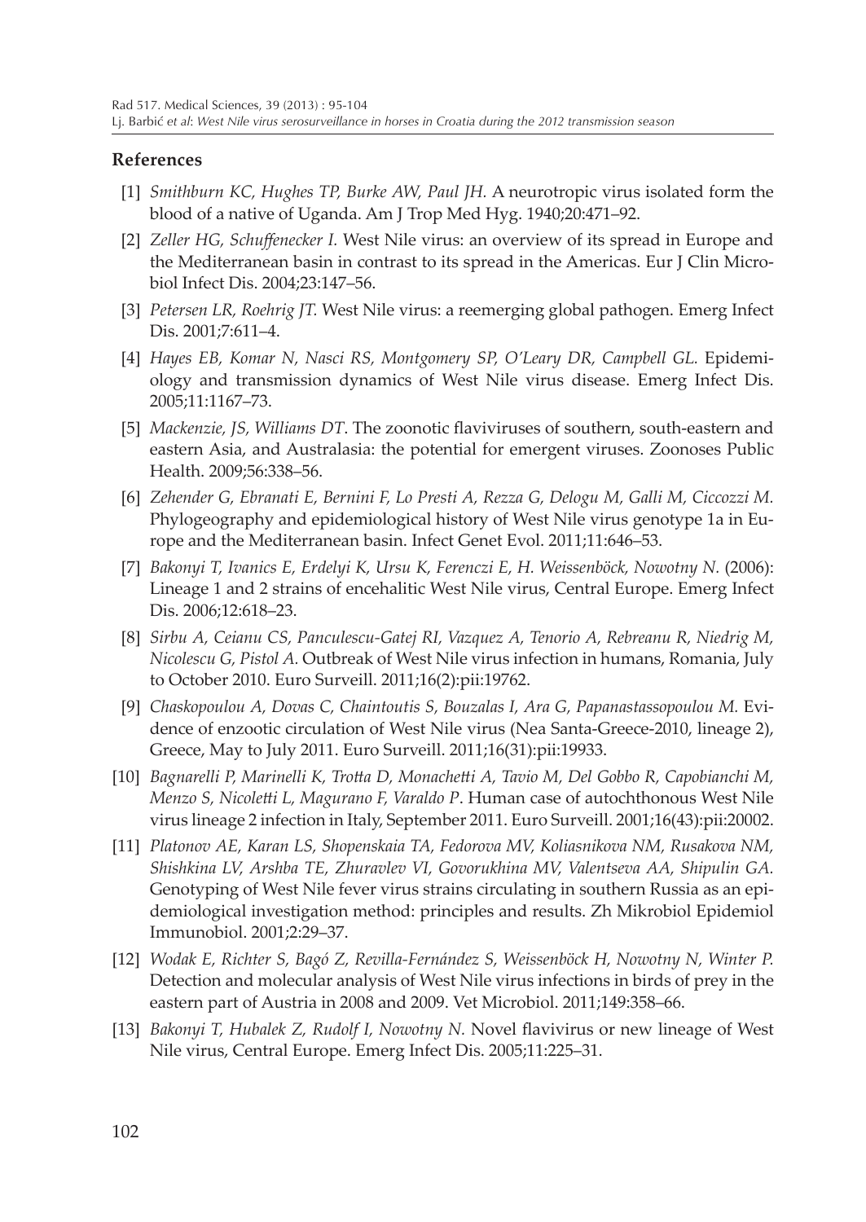## References

[1] *Smithburn KC, Hughes TP, Burke AW, Paul JH.* A neurotropic virus isolated form the blood of a native of Uganda. Am J Trop Med Hyg. 1940;20:471–92.

[2] *Zeller HG, Schuffenecker I.* West Nile virus: an overview of its spread in Europe and the Mediterranean basin in contrast to its spread in the Americas. Eur J Clin Microbiol Infect Dis. 2004;23:147–56.

[3] *Petersen LR, Roehrig JT.* West Nile virus: a reemerging global pathogen. Emerg Infect Dis. 2001;7:611–4.

[4] *Hayes EB, Komar N, Nasci RS, Montgomery SP, O'Leary DR, Campbell GL.* Epidemiology and transmission dynamics of West Nile virus disease. Emerg Infect Dis. 2005;11:1167–73.

[5] *Mackenzie, JS, Williams DT*. The zoonotic flaviviruses of southern, south-eastern and eastern Asia, and Australasia: the potential for emergent viruses. Zoonoses Public Health. 2009;56:338–56.

[6] *Zehender G, Ebranati E, Bernini F, Lo Presti A, Rezza G, Delogu M, Galli M, Ciccozzi M.* Phylogeography and epidemiological history of West Nile virus genotype 1a in Europe and the Mediterranean basin. Infect Genet Evol. 2011;11:646–53.

[7] *Bakonyi T, Ivanics E, Erdelyi K, Ursu K, Ferenczi E, H. Weissenböck, Nowotny N.* (2006): Lineage 1 and 2 strains of encehalitic West Nile virus, Central Europe. Emerg Infect Dis. 2006;12:618–23.

[8] *Sirbu A, Ceianu CS, Panculescu-Gatej RI, Vazquez A, Tenorio A, Rebreanu R, Niedrig M, Nicolescu G, Pistol A.* Outbreak of West Nile virus infection in humans, Romania, July to October 2010. Euro Surveill. 2011;16(2):pii:19762.

[9] *Chaskopoulou A, Dovas C, Chaintoutis S, Bouzalas I, Ara G, Papanastassopoulou M.* Evidence of enzootic circulation of West Nile virus (Nea Santa-Greece-2010, lineage 2), Greece, May to July 2011. Euro Surveill. 2011;16(31):pii:19933.

[10] *Bagnarelli P, Marinelli K, Trotta D, Monachetti A, Tavio M, Del Gobbo R, Capobianchi M, Menzo S, Nicoletti L, Magurano F, Varaldo P*. Human case of autochthonous West Nile virus lineage 2 infection in Italy, September 2011. Euro Surveill. 2001;16(43):pii:20002.

[11] *Platonov AE, Karan LS, Shopenskaia TA, Fedorova MV, Koliasnikova NM, Rusakova NM, Shishkina LV, Arshba TE, Zhuravlev VI, Govorukhina MV, Valentseva AA, Shipulin GA.* Genotyping of West Nile fever virus strains circulating in southern Russia as an epidemiological investigation method: principles and results. Zh Mikrobiol Epidemiol Immunobiol. 2001;2:29–37.

[12] *Wodak E, Richter S, Bagó Z, Revilla-Fernández S, Weissenböck H, Nowotny N, Winter P.* Detection and molecular analysis of West Nile virus infections in birds of prey in the eastern part of Austria in 2008 and 2009. Vet Microbiol. 2011;149:358–66.

[13] *Bakonyi T, Hubalek Z, Rudolf I, Nowotny N.* Novel flavivirus or new lineage of West Nile virus, Central Europe. Emerg Infect Dis. 2005;11:225–31.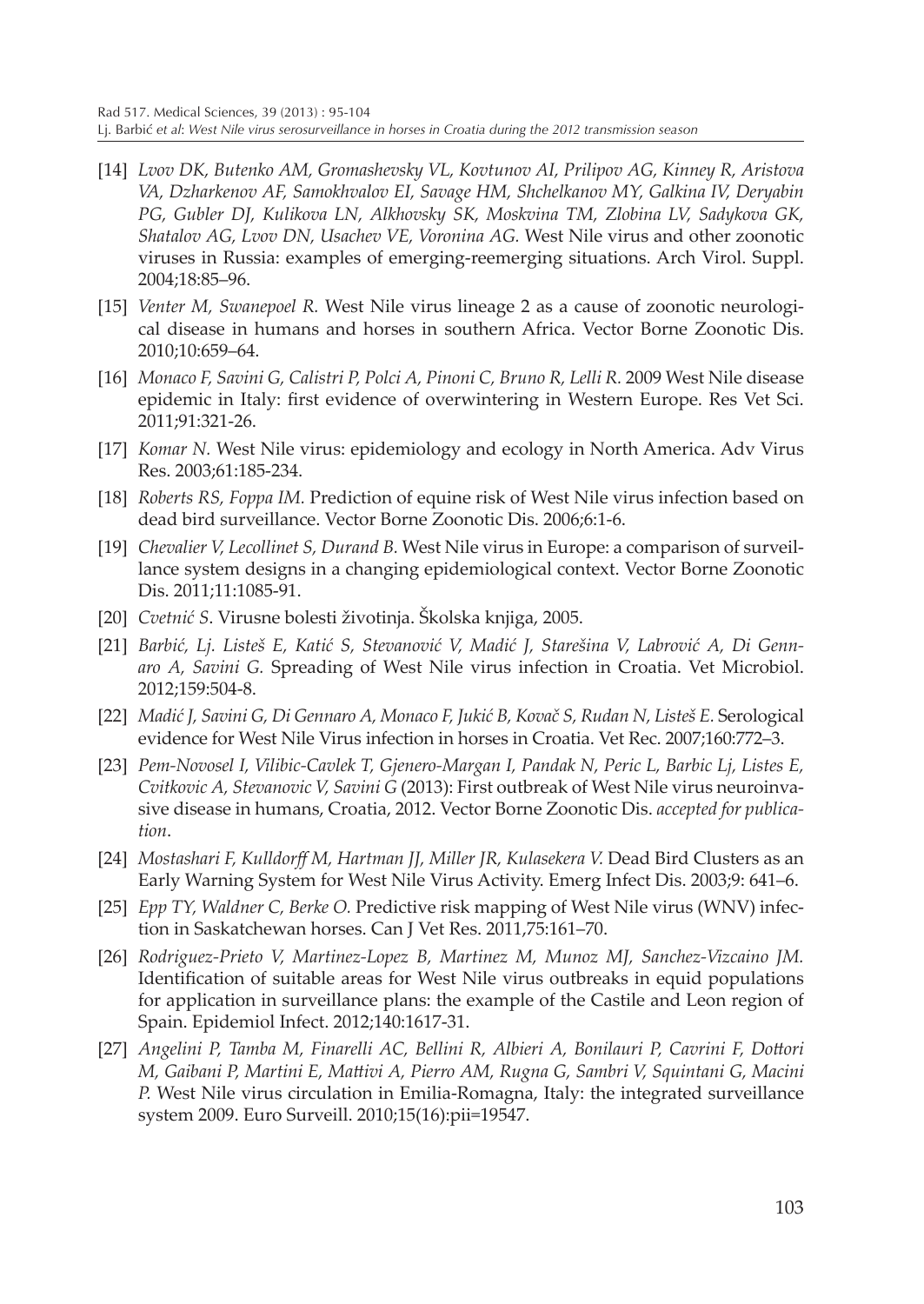- [14] *Lvov DK, Butenko AM, Gromashevsky VL, Kovtunov AI, Prilipov AG, Kinney R, Aristova VA, Dzharkenov AF, Samokhvalov EI, Savage HM, Shchelkanov MY, Galkina IV, Deryabin PG, Gubler DJ, Kulikova LN, Alkhovsky SK, Moskvina TM, Zlobina LV, Sadykova GK, Shatalov AG, Lvov DN, Usachev VE, Voronina AG.* West Nile virus and other zoonotic viruses in Russia: examples of emerging-reemerging situations. Arch Virol. Suppl. 2004;18:85–96.
- [15] *Venter M, Swanepoel R.* West Nile virus lineage 2 as a cause of zoonotic neurological disease in humans and horses in southern Africa. Vector Borne Zoonotic Dis. 2010;10:659–64.
- [16] *Monaco F, Savini G, Calistri P, Polci A, Pinoni C, Bruno R, Lelli R.* 2009 West Nile disease epidemic in Italy: first evidence of overwintering in Western Europe. Res Vet Sci. 2011;91:321-26.
- [17] *Komar N.* West Nile virus: epidemiology and ecology in North America. Adv Virus Res. 2003;61:185-234.
- [18] *Roberts RS, Foppa IM.* Prediction of equine risk of West Nile virus infection based on dead bird surveillance. Vector Borne Zoonotic Dis. 2006;6:1-6.
- [19] *Chevalier V, Lecollinet S, Durand B.* West Nile virus in Europe: a comparison of surveillance system designs in a changing epidemiological context. Vector Borne Zoonotic Dis. 2011;11:1085-91.
- [20] *Cvetnić S*. Virusne bolesti životinja. Školska knjiga, 2005.
- [21] *Barbić, Lj. Listeš E, Katić S, Stevanović V, Madić J, Starešina V, Labrović A, Di Gennaro A, Savini G.* Spreading of West Nile virus infection in Croatia. Vet Microbiol. 2012;159:504-8.
- [22] *Madić J, Savini G, Di Gennaro A, Monaco F, Jukić B, Kovač S, Rudan N, Listeš E.* Serological evidence for West Nile Virus infection in horses in Croatia. Vet Rec. 2007;160:772–3.
- [23] *Pem-Novosel I, Vilibic-Cavlek T, Gjenero-Margan I, Pandak N, Peric L, Barbic Lj, Listes E, Cvitkovic A, Stevanovic V, Savini G* (2013): First outbreak of West Nile virus neuroinvasive disease in humans, Croatia, 2012. Vector Borne Zoonotic Dis. *accepted for publication*.
- [24] *Mostashari F, Kulldorff M, Hartman JJ, Miller JR, Kulasekera V.* Dead Bird Clusters as an Early Warning System for West Nile Virus Activity. Emerg Infect Dis. 2003;9: 641–6.
- [25] *Epp TY, Waldner C, Berke O.* Predictive risk mapping of West Nile virus (WNV) infection in Saskatchewan horses. Can J Vet Res. 2011,75:161–70.
- [26] *Rodriguez-Prieto V, Martinez-Lopez B, Martinez M, Munoz MJ, Sanchez-Vizcaino JM.* Identification of suitable areas for West Nile virus outbreaks in equid populations for application in surveillance plans: the example of the Castile and Leon region of Spain. Epidemiol Infect. 2012;140:1617-31.
- [27] *Angelini P, Tamba M, Finarelli AC, Bellini R, Albieri A, Bonilauri P, Cavrini F, Dottori M, Gaibani P, Martini E, Mattivi A, Pierro AM, Rugna G, Sambri V, Squintani G, Macini P.* West Nile virus circulation in Emilia-Romagna, Italy: the integrated surveillance system 2009. Euro Surveill. 2010;15(16):pii=19547.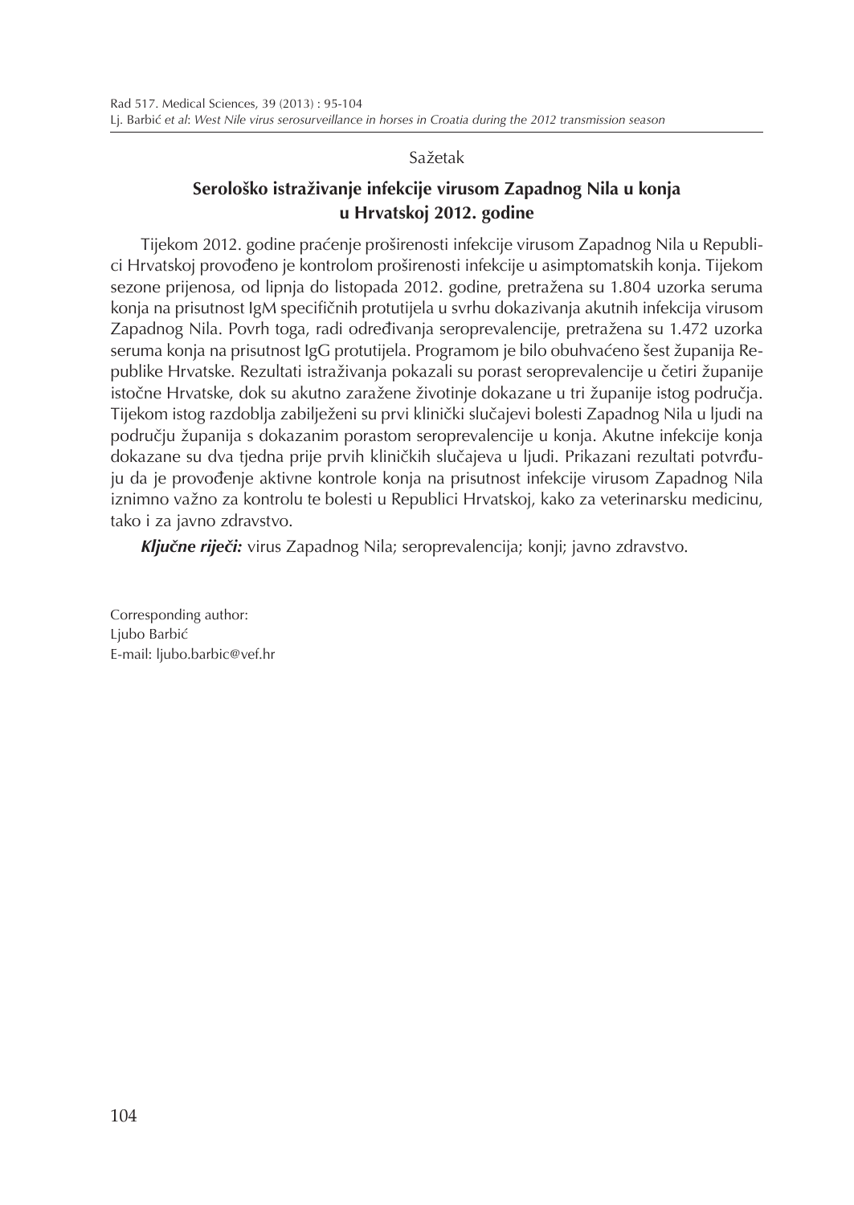## Sažetak

### Serološko istraživanje infekcije virusom Zapadnog Nila u konja u Hrvatskoj 2012. godine

Tijekom 2012. godine praćenje proširenosti infekcije virusom Zapadnog Nila u Republici Hrvatskoj provođeno je kontrolom proširenosti infekcije u asimptomatskih konja. Tijekom sezone prijenosa, od lipnja do listopada 2012. godine, pretražena su 1.804 uzorka seruma konja na prisutnost IgM specifičnih protutijela u svrhu dokazivanja akutnih infekcija virusom Zapadnog Nila. Povrh toga, radi određivanja seroprevalencije, pretražena su 1.472 uzorka seruma konja na prisutnost IgG protutijela. Programom je bilo obuhvaćeno šest županija Republike Hrvatske. Rezultati istraživanja pokazali su porast seroprevalencije u četiri županije istočne Hrvatske, dok su akutno zaražene životinje dokazane u tri županije istog područja. Tijekom istog razdoblja zabilježeni su prvi klinički slučajevi bolesti Zapadnog Nila u ljudi na području županija s dokazanim porastom seroprevalencije u konja. Akutne infekcije konja dokazane su dva tjedna prije prvih kliničkih slučajeva u ljudi. Prikazani rezultati potvrđuju da je provođenje aktivne kontrole konja na prisutnost infekcije virusom Zapadnog Nila iznimno važno za kontrolu te bolesti u Republici Hrvatskoj, kako za veterinarsku medicinu, tako i za javno zdravstvo.

***Ključne riječi:*** virus Zapadnog Nila; seroprevalencija; konji; javno zdravstvo.

Corresponding author:
Ljubo Barbić
E-mail: ljubo.barbic@vef.hr